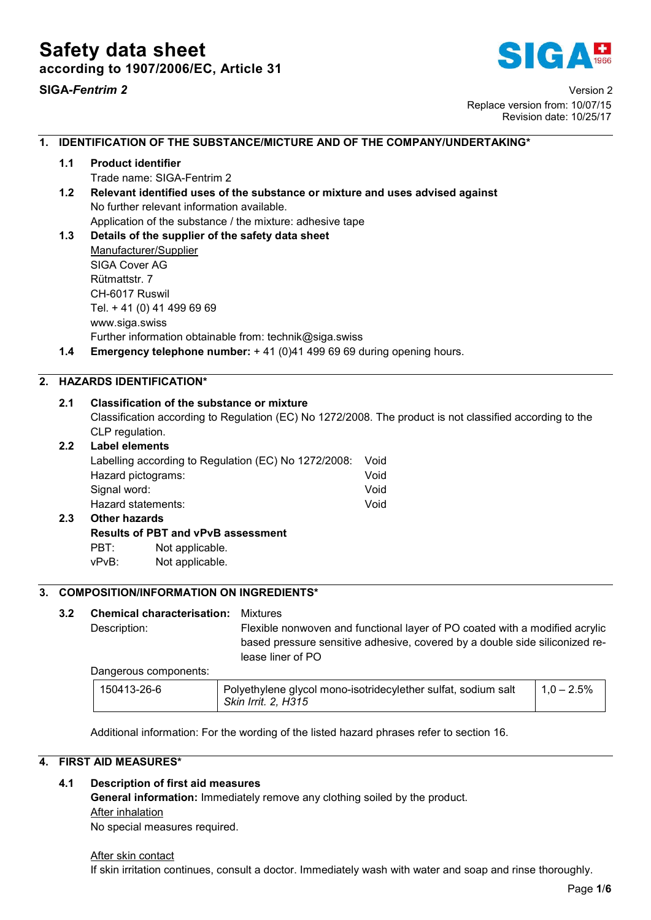# Safety data sheet

**according to 1907/2006/EC, Article 31**

**SIGA-*Fentrim 2***

Version 2
Replace version from: 10/07/15
Revision date: 10/25/17

## 1. IDENTIFICATION OF THE SUBSTANCE/MICTURE AND OF THE COMPANY/UNDERTAKING*

### 1.1 Product identifier

Trade name: SIGA-Fentrim 2

### 1.2 Relevant identified uses of the substance or mixture and uses advised against

No further relevant information available.
Application of the substance / the mixture: adhesive tape

### 1.3 Details of the supplier of the safety data sheet

Manufacturer/Supplier
SIGA Cover AG
Rütmattstr. 7
CH-6017 Ruswil
Tel. + 41 (0) 41 499 69 69
www.siga.swiss
Further information obtainable from: technik@siga.swiss

### 1.4 **Emergency telephone number:** + 41 (0)41 499 69 69 during opening hours.

## 2. HAZARDS IDENTIFICATION*

### 2.1 Classification of the substance or mixture

Classification according to Regulation (EC) No 1272/2008. The product is not classified according to the CLP regulation.

### 2.2 Label elements

Labelling according to Regulation (EC) No 1272/2008: Void
Hazard pictograms: Void
Signal word: Void
Hazard statements: Void

### 2.3 Other hazards

**Results of PBT and vPvB assessment**

PBT: Not applicable.
vPvB: Not applicable.

## 3. COMPOSITION/INFORMATION ON INGREDIENTS*

### 3.2 Chemical characterisation: Mixtures

Description: Flexible nonwoven and functional layer of PO coated with a modified acrylic based pressure sensitive adhesive, covered by a double side siliconized release liner of PO

Dangerous components:

| | | |
|---|---|---|
| 150413-26-6 | Polyethylene glycol mono-isotridecylether sulfat, sodium salt<br>*Skin Irrit. 2, H315* | 1,0 – 2.5% |

Additional information: For the wording of the listed hazard phrases refer to section 16.

## 4. FIRST AID MEASURES*

### 4.1 Description of first aid measures

**General information:** Immediately remove any clothing soiled by the product.

After inhalation
No special measures required.

After skin contact
If skin irritation continues, consult a doctor. Immediately wash with water and soap and rinse thoroughly.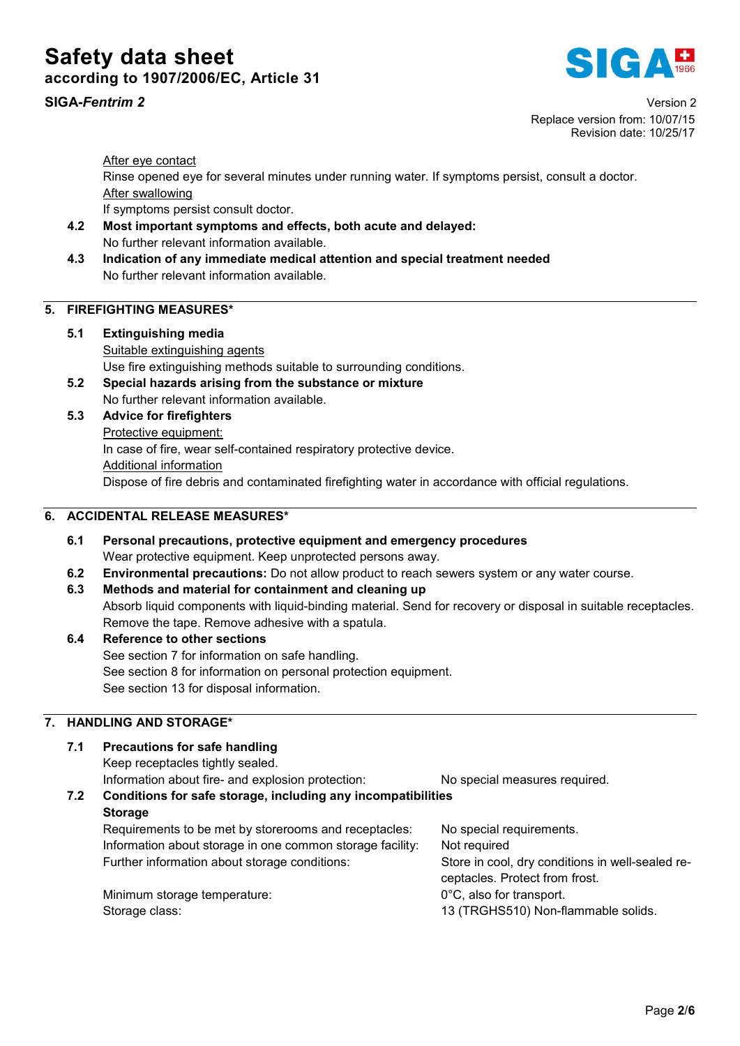After eye contact

Rinse opened eye for several minutes under running water. If symptoms persist, consult a doctor.

After swallowing

If symptoms persist consult doctor.

**4.2 Most important symptoms and effects, both acute and delayed:**

No further relevant information available.

**4.3 Indication of any immediate medical attention and special treatment needed**

No further relevant information available.

## 5. FIREFIGHTING MEASURES*

**5.1 Extinguishing media**

Suitable extinguishing agents

Use fire extinguishing methods suitable to surrounding conditions.

**5.2 Special hazards arising from the substance or mixture**

No further relevant information available.

**5.3 Advice for firefighters**

Protective equipment:

In case of fire, wear self-contained respiratory protective device.

Additional information

Dispose of fire debris and contaminated firefighting water in accordance with official regulations.

## 6. ACCIDENTAL RELEASE MEASURES*

**6.1 Personal precautions, protective equipment and emergency procedures**

Wear protective equipment. Keep unprotected persons away.

**6.2 Environmental precautions:** Do not allow product to reach sewers system or any water course.

**6.3 Methods and material for containment and cleaning up**

Absorb liquid components with liquid-binding material. Send for recovery or disposal in suitable receptacles. Remove the tape. Remove adhesive with a spatula.

**6.4 Reference to other sections**

See section 7 for information on safe handling.
See section 8 for information on personal protection equipment.
See section 13 for disposal information.

## 7. HANDLING AND STORAGE*

**7.1 Precautions for safe handling**

Keep receptacles tightly sealed.

Information about fire- and explosion protection: No special measures required.

**7.2 Conditions for safe storage, including any incompatibilities**

**Storage**

Requirements to be met by storerooms and receptacles: No special requirements.

Information about storage in one common storage facility: Not required

Further information about storage conditions: Store in cool, dry conditions in well-sealed receptacles. Protect from frost.

Minimum storage temperature: 0°C, also for transport.

Storage class: 13 (TRGHS510) Non-flammable solids.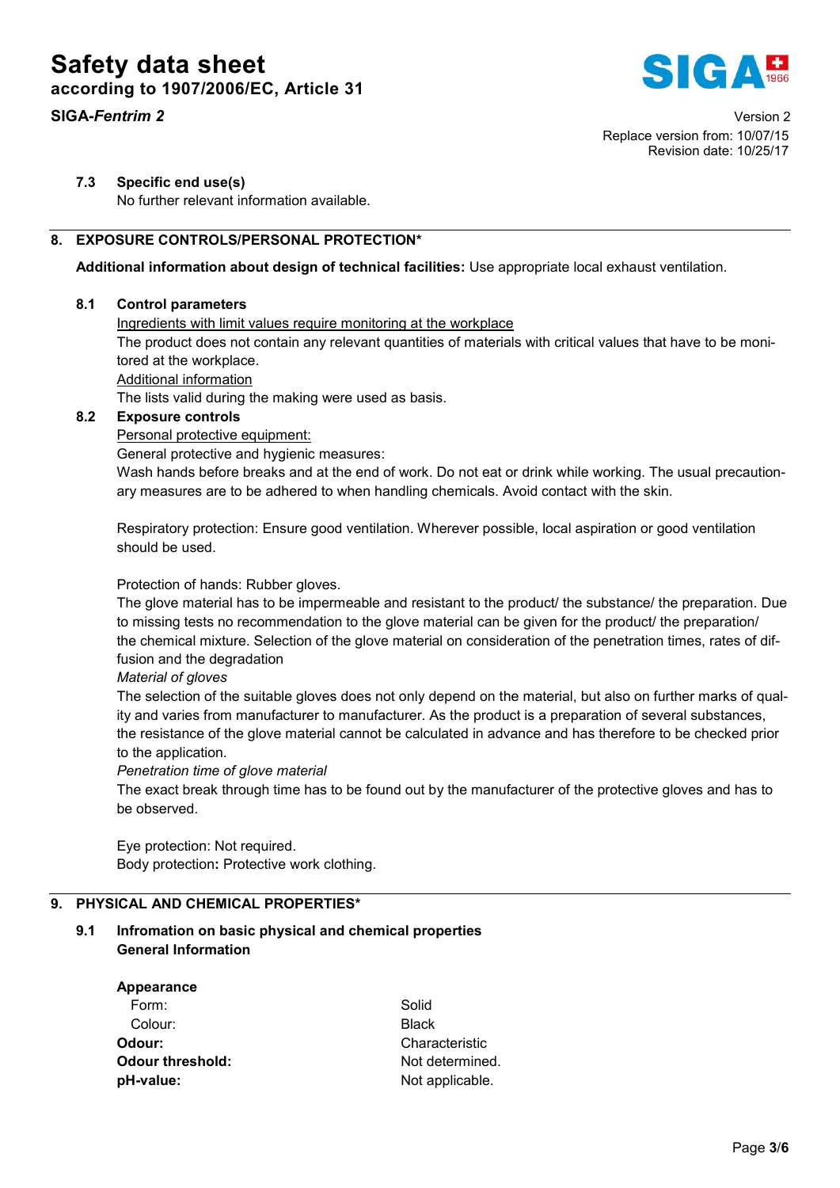### 7.3 Specific end use(s)

No further relevant information available.

## 8. EXPOSURE CONTROLS/PERSONAL PROTECTION*

**Additional information about design of technical facilities:** Use appropriate local exhaust ventilation.

### 8.1 Control parameters

Ingredients with limit values require monitoring at the workplace

The product does not contain any relevant quantities of materials with critical values that have to be monitored at the workplace.

Additional information

The lists valid during the making were used as basis.

### 8.2 Exposure controls

Personal protective equipment:

General protective and hygienic measures:

Wash hands before breaks and at the end of work. Do not eat or drink while working. The usual precautionary measures are to be adhered to when handling chemicals. Avoid contact with the skin.

Respiratory protection: Ensure good ventilation. Wherever possible, local aspiration or good ventilation should be used.

Protection of hands: Rubber gloves.

The glove material has to be impermeable and resistant to the product/ the substance/ the preparation. Due to missing tests no recommendation to the glove material can be given for the product/ the preparation/ the chemical mixture. Selection of the glove material on consideration of the penetration times, rates of diffusion and the degradation

*Material of gloves*

The selection of the suitable gloves does not only depend on the material, but also on further marks of quality and varies from manufacturer to manufacturer. As the product is a preparation of several substances, the resistance of the glove material cannot be calculated in advance and has therefore to be checked prior to the application.

*Penetration time of glove material*

The exact break through time has to be found out by the manufacturer of the protective gloves and has to be observed.

Eye protection: Not required.

Body protection**:** Protective work clothing.

## 9. PHYSICAL AND CHEMICAL PROPERTIES*

### 9.1 Infromation on basic physical and chemical properties

**General Information**

| | |
|---|---|
| **Appearance** | |
| Form: | Solid |
| Colour: | Black |
| **Odour:** | Characteristic |
| **Odour threshold:** | Not determined. |
| **pH-value:** | Not applicable. |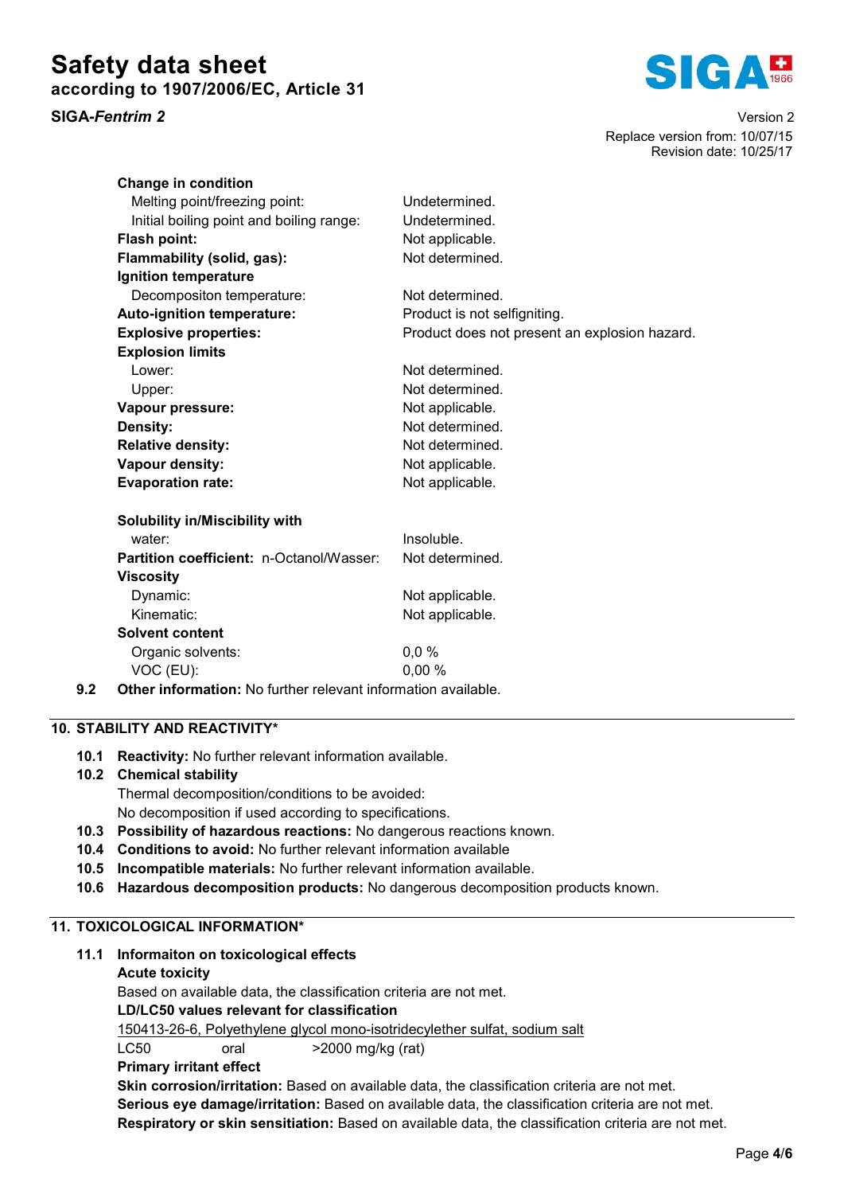| | |
|---|---|
| **Change in condition** | |
| Melting point/freezing point: | Undetermined. |
| Initial boiling point and boiling range: | Undetermined. |
| **Flash point:** | Not applicable. |
| **Flammability (solid, gas):** | Not determined. |
| **Ignition temperature** | |
| Decompositon temperature: | Not determined. |
| **Auto-ignition temperature:** | Product is not selfigniting. |
| **Explosive properties:** | Product does not present an explosion hazard. |
| **Explosion limits** | |
| Lower: | Not determined. |
| Upper: | Not determined. |
| **Vapour pressure:** | Not applicable. |
| **Density:** | Not determined. |
| **Relative density:** | Not determined. |
| **Vapour density:** | Not applicable. |
| **Evaporation rate:** | Not applicable. |
| **Solubility in/Miscibility with** | |
| water: | Insoluble. |
| **Partition coefficient:** n-Octanol/Wasser: | Not determined. |
| **Viscosity** | |
| Dynamic: | Not applicable. |
| Kinematic: | Not applicable. |
| **Solvent content** | |
| Organic solvents: | 0,0 % |
| VOC (EU): | 0,00 % |

**9.2 Other information:** No further relevant information available.

## 10. STABILITY AND REACTIVITY*

**10.1 Reactivity:** No further relevant information available.

**10.2 Chemical stability**

Thermal decomposition/conditions to be avoided:

No decomposition if used according to specifications.

**10.3 Possibility of hazardous reactions:** No dangerous reactions known.

**10.4 Conditions to avoid:** No further relevant information available

**10.5 Incompatible materials:** No further relevant information available.

**10.6 Hazardous decomposition products:** No dangerous decomposition products known.

## 11. TOXICOLOGICAL INFORMATION*

**11.1 Informaiton on toxicological effects**

**Acute toxicity**

Based on available data, the classification criteria are not met.

**LD/LC50 values relevant for classification**

150413-26-6, Polyethylene glycol mono-isotridecylether sulfat, sodium salt

| | | |
|---|---|---|
| LC50 | oral | >2000 mg/kg (rat) |

**Primary irritant effect**

**Skin corrosion/irritation:** Based on available data, the classification criteria are not met.

**Serious eye damage/irritation:** Based on available data, the classification criteria are not met.

**Respiratory or skin sensitiation:** Based on available data, the classification criteria are not met.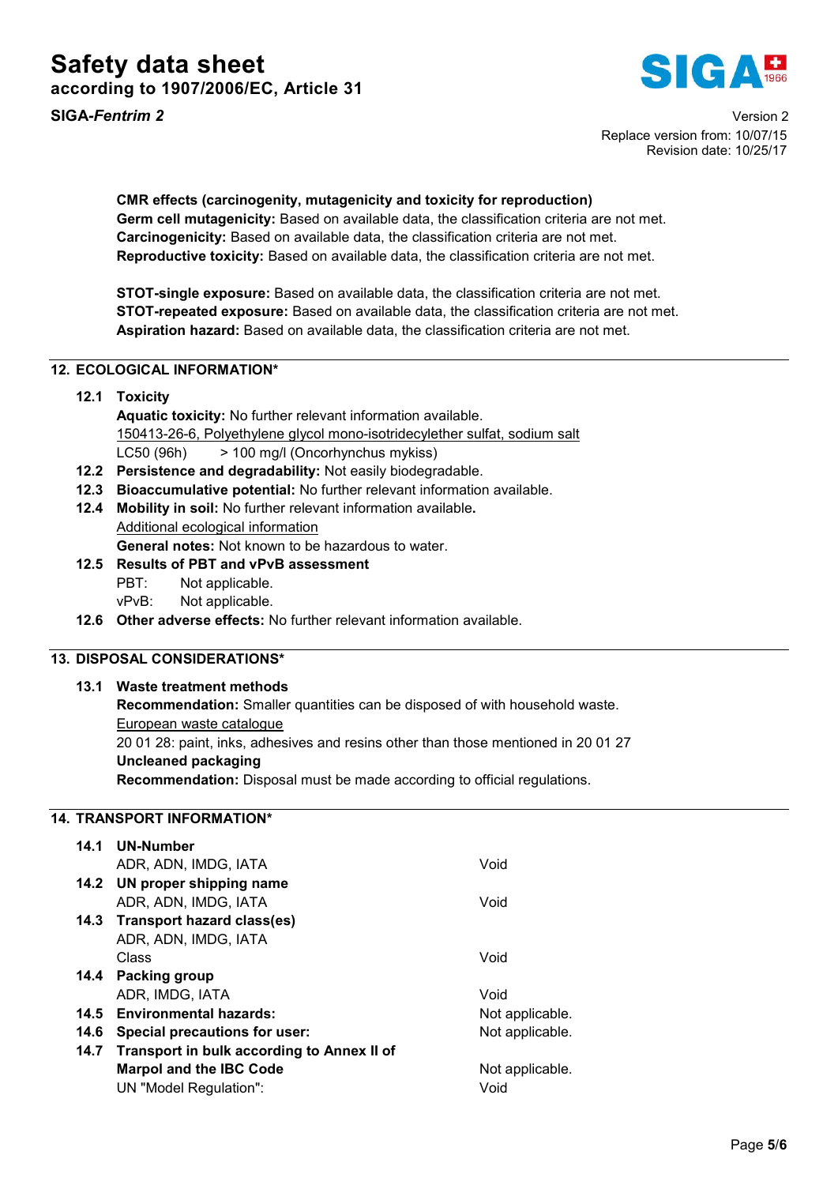**CMR effects (carcinogenity, mutagenicity and toxicity for reproduction)**
**Germ cell mutagenicity:** Based on available data, the classification criteria are not met.
**Carcinogenicity:** Based on available data, the classification criteria are not met.
**Reproductive toxicity:** Based on available data, the classification criteria are not met.

**STOT-single exposure:** Based on available data, the classification criteria are not met.
**STOT-repeated exposure:** Based on available data, the classification criteria are not met.
**Aspiration hazard:** Based on available data, the classification criteria are not met.

## 12. ECOLOGICAL INFORMATION*

**12.1 Toxicity**

**Aquatic toxicity:** No further relevant information available.

150413-26-6, Polyethylene glycol mono-isotridecylether sulfat, sodium salt

LC50 (96h) > 100 mg/l (Oncorhynchus mykiss)

**12.2 Persistence and degradability:** Not easily biodegradable.

**12.3 Bioaccumulative potential:** No further relevant information available.

**12.4 Mobility in soil:** No further relevant information available**.**

Additional ecological information

**General notes:** Not known to be hazardous to water.

**12.5 Results of PBT and vPvB assessment**

PBT: Not applicable.
vPvB: Not applicable.

**12.6 Other adverse effects:** No further relevant information available.

## 13. DISPOSAL CONSIDERATIONS*

**13.1 Waste treatment methods**

**Recommendation:** Smaller quantities can be disposed of with household waste.

European waste catalogue

20 01 28: paint, inks, adhesives and resins other than those mentioned in 20 01 27

**Uncleaned packaging**

**Recommendation:** Disposal must be made according to official regulations.

## 14. TRANSPORT INFORMATION*

| | |
|---|---|
| **14.1 UN-Number** | |
| ADR, ADN, IMDG, IATA | Void |
| **14.2 UN proper shipping name** | |
| ADR, ADN, IMDG, IATA | Void |
| **14.3 Transport hazard class(es)** | |
| ADR, ADN, IMDG, IATA | |
| Class | Void |
| **14.4 Packing group** | |
| ADR, IMDG, IATA | Void |
| **14.5 Environmental hazards:** | Not applicable. |
| **14.6 Special precautions for user:** | Not applicable. |
| **14.7 Transport in bulk according to Annex II of Marpol and the IBC Code** | Not applicable. |
| UN "Model Regulation": | Void |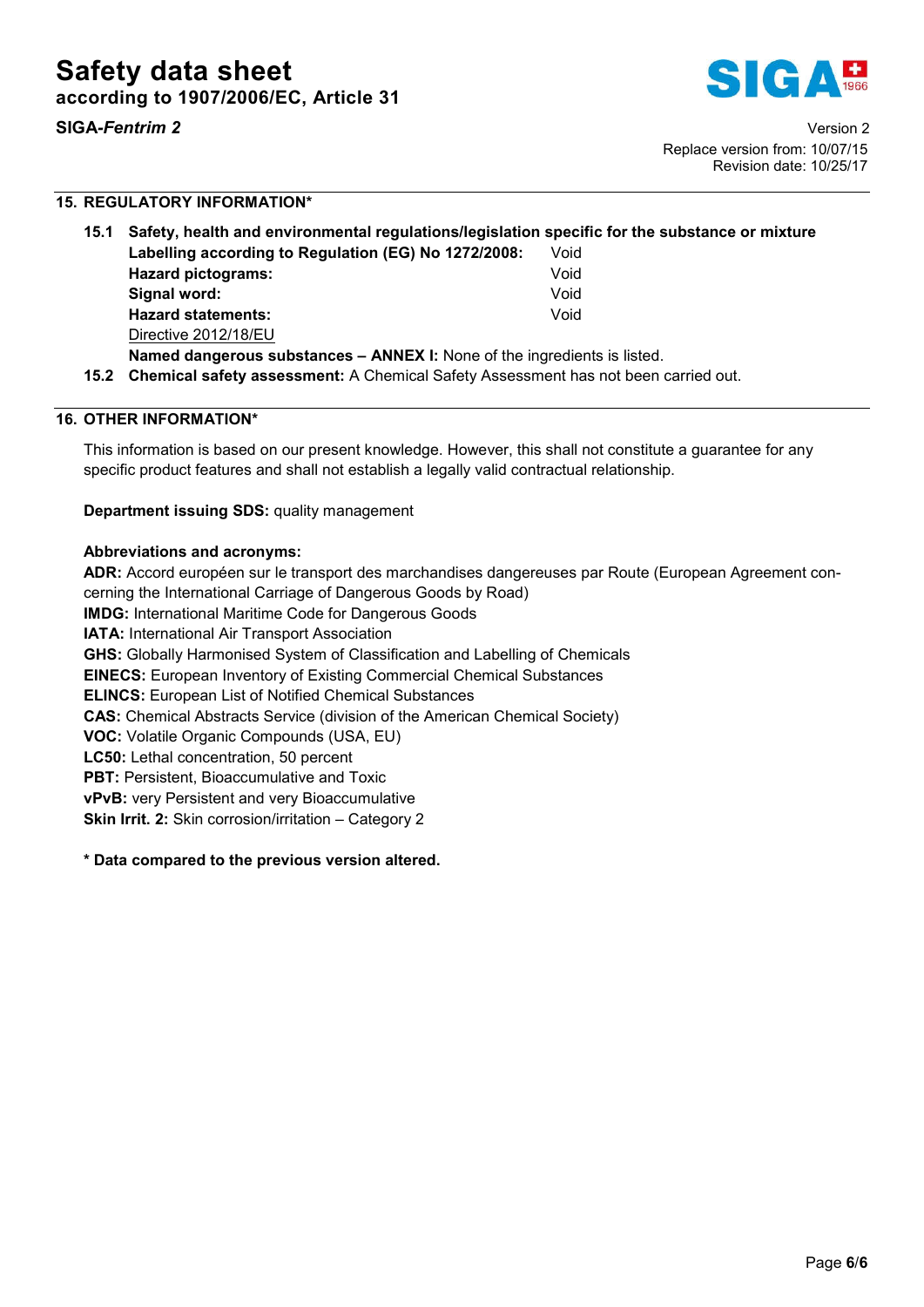## 15. REGULATORY INFORMATION*

**15.1 Safety, health and environmental regulations/legislation specific for the substance or mixture**

| | |
|---|---|
| **Labelling according to Regulation (EG) No 1272/2008:** | Void |
| **Hazard pictograms:** | Void |
| **Signal word:** | Void |
| **Hazard statements:** | Void |

Directive 2012/18/EU

**Named dangerous substances – ANNEX I:** None of the ingredients is listed.

**15.2 Chemical safety assessment:** A Chemical Safety Assessment has not been carried out.

## 16. OTHER INFORMATION*

This information is based on our present knowledge. However, this shall not constitute a guarantee for any specific product features and shall not establish a legally valid contractual relationship.

**Department issuing SDS:** quality management

**Abbreviations and acronyms:**

**ADR:** Accord européen sur le transport des marchandises dangereuses par Route (European Agreement concerning the International Carriage of Dangerous Goods by Road)
**IMDG:** International Maritime Code for Dangerous Goods
**IATA:** International Air Transport Association
**GHS:** Globally Harmonised System of Classification and Labelling of Chemicals
**EINECS:** European Inventory of Existing Commercial Chemical Substances
**ELINCS:** European List of Notified Chemical Substances
**CAS:** Chemical Abstracts Service (division of the American Chemical Society)
**VOC:** Volatile Organic Compounds (USA, EU)
**LC50:** Lethal concentration, 50 percent
**PBT:** Persistent, Bioaccumulative and Toxic
**vPvB:** very Persistent and very Bioaccumulative
**Skin Irrit. 2:** Skin corrosion/irritation – Category 2

**\* Data compared to the previous version altered.**